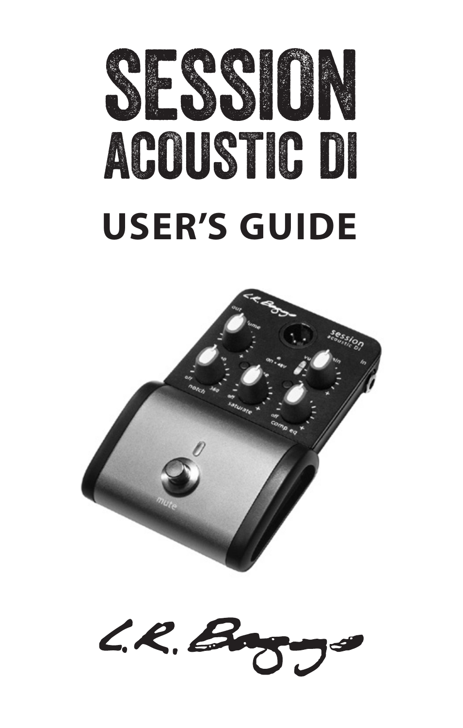# SESSION
# ACOUSTIC DI

## USER'S GUIDE

L.R. Baggs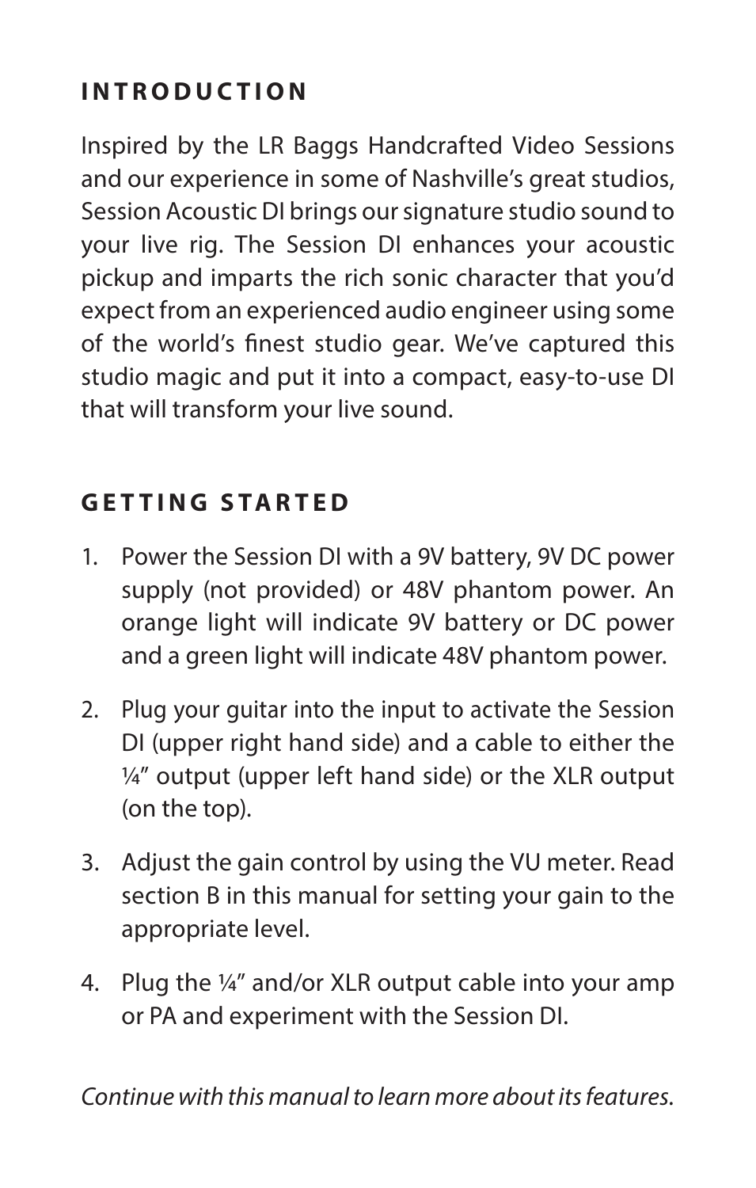## INTRODUCTION

Inspired by the LR Baggs Handcrafted Video Sessions and our experience in some of Nashville's great studios, Session Acoustic DI brings our signature studio sound to your live rig. The Session DI enhances your acoustic pickup and imparts the rich sonic character that you'd expect from an experienced audio engineer using some of the world's finest studio gear. We've captured this studio magic and put it into a compact, easy-to-use DI that will transform your live sound.

## GETTING STARTED

1. Power the Session DI with a 9V battery, 9V DC power supply (not provided) or 48V phantom power. An orange light will indicate 9V battery or DC power and a green light will indicate 48V phantom power.

2. Plug your guitar into the input to activate the Session DI (upper right hand side) and a cable to either the ¼" output (upper left hand side) or the XLR output (on the top).

3. Adjust the gain control by using the VU meter. Read section B in this manual for setting your gain to the appropriate level.

4. Plug the ¼" and/or XLR output cable into your amp or PA and experiment with the Session DI.

*Continue with this manual to learn more about its features.*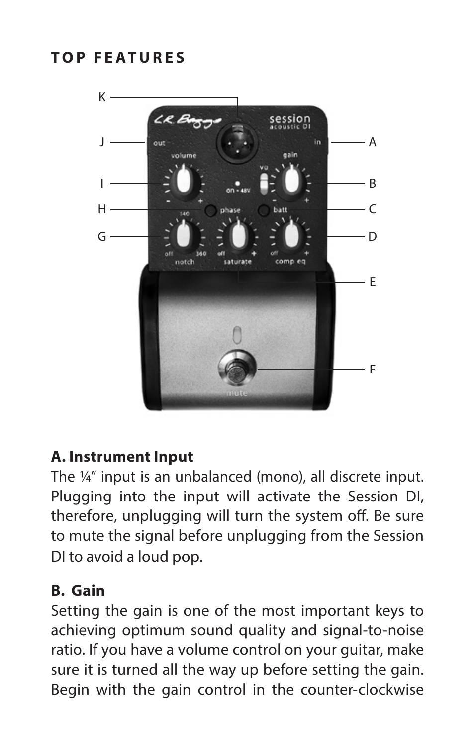## TOP FEATURES

### A. Instrument Input

The ¼" input is an unbalanced (mono), all discrete input. Plugging into the input will activate the Session DI, therefore, unplugging will turn the system off. Be sure to mute the signal before unplugging from the Session DI to avoid a loud pop.

### B. Gain

Setting the gain is one of the most important keys to achieving optimum sound quality and signal-to-noise ratio. If you have a volume control on your guitar, make sure it is turned all the way up before setting the gain. Begin with the gain control in the counter-clockwise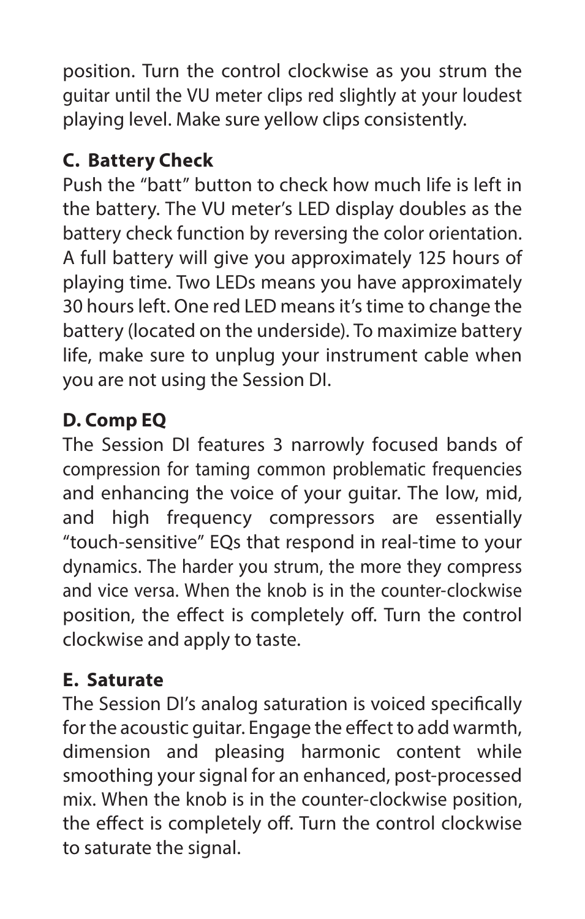position. Turn the control clockwise as you strum the guitar until the VU meter clips red slightly at your loudest playing level. Make sure yellow clips consistently.

### C. Battery Check

Push the "batt" button to check how much life is left in the battery. The VU meter's LED display doubles as the battery check function by reversing the color orientation. A full battery will give you approximately 125 hours of playing time. Two LEDs means you have approximately 30 hours left. One red LED means it's time to change the battery (located on the underside). To maximize battery life, make sure to unplug your instrument cable when you are not using the Session DI.

### D. Comp EQ

The Session DI features 3 narrowly focused bands of compression for taming common problematic frequencies and enhancing the voice of your guitar. The low, mid, and high frequency compressors are essentially "touch-sensitive" EQs that respond in real-time to your dynamics. The harder you strum, the more they compress and vice versa. When the knob is in the counter-clockwise position, the effect is completely off. Turn the control clockwise and apply to taste.

### E. Saturate

The Session DI's analog saturation is voiced specifically for the acoustic guitar. Engage the effect to add warmth, dimension and pleasing harmonic content while smoothing your signal for an enhanced, post-processed mix. When the knob is in the counter-clockwise position, the effect is completely off. Turn the control clockwise to saturate the signal.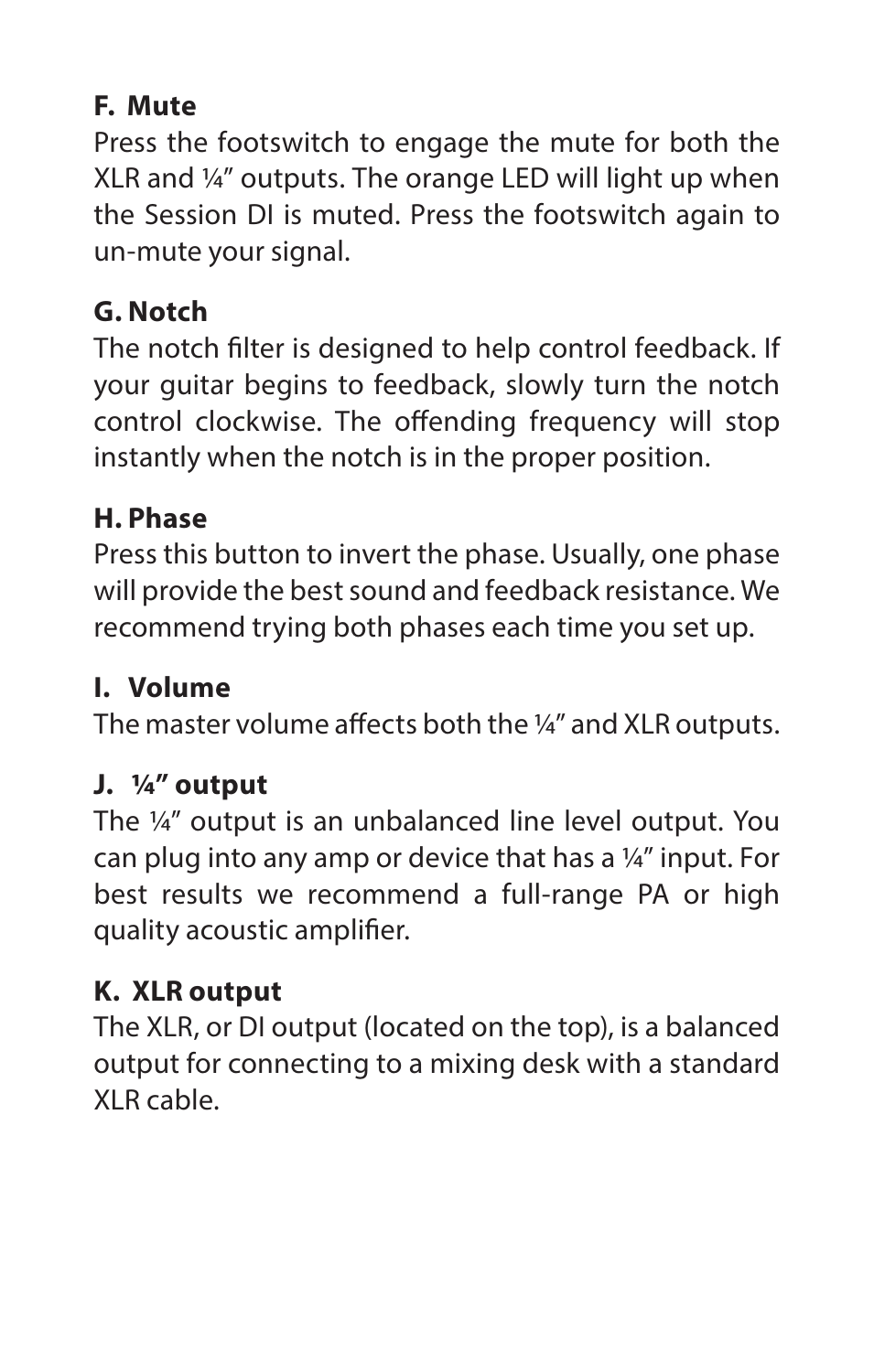**F. Mute**

Press the footswitch to engage the mute for both the XLR and ¼" outputs. The orange LED will light up when the Session DI is muted. Press the footswitch again to un-mute your signal.

**G. Notch**

The notch filter is designed to help control feedback. If your guitar begins to feedback, slowly turn the notch control clockwise. The offending frequency will stop instantly when the notch is in the proper position.

**H. Phase**

Press this button to invert the phase. Usually, one phase will provide the best sound and feedback resistance. We recommend trying both phases each time you set up.

**I. Volume**

The master volume affects both the ¼" and XLR outputs.

**J. ¼" output**

The ¼" output is an unbalanced line level output. You can plug into any amp or device that has a ¼" input. For best results we recommend a full-range PA or high quality acoustic amplifier.

**K. XLR output**

The XLR, or DI output (located on the top), is a balanced output for connecting to a mixing desk with a standard XLR cable.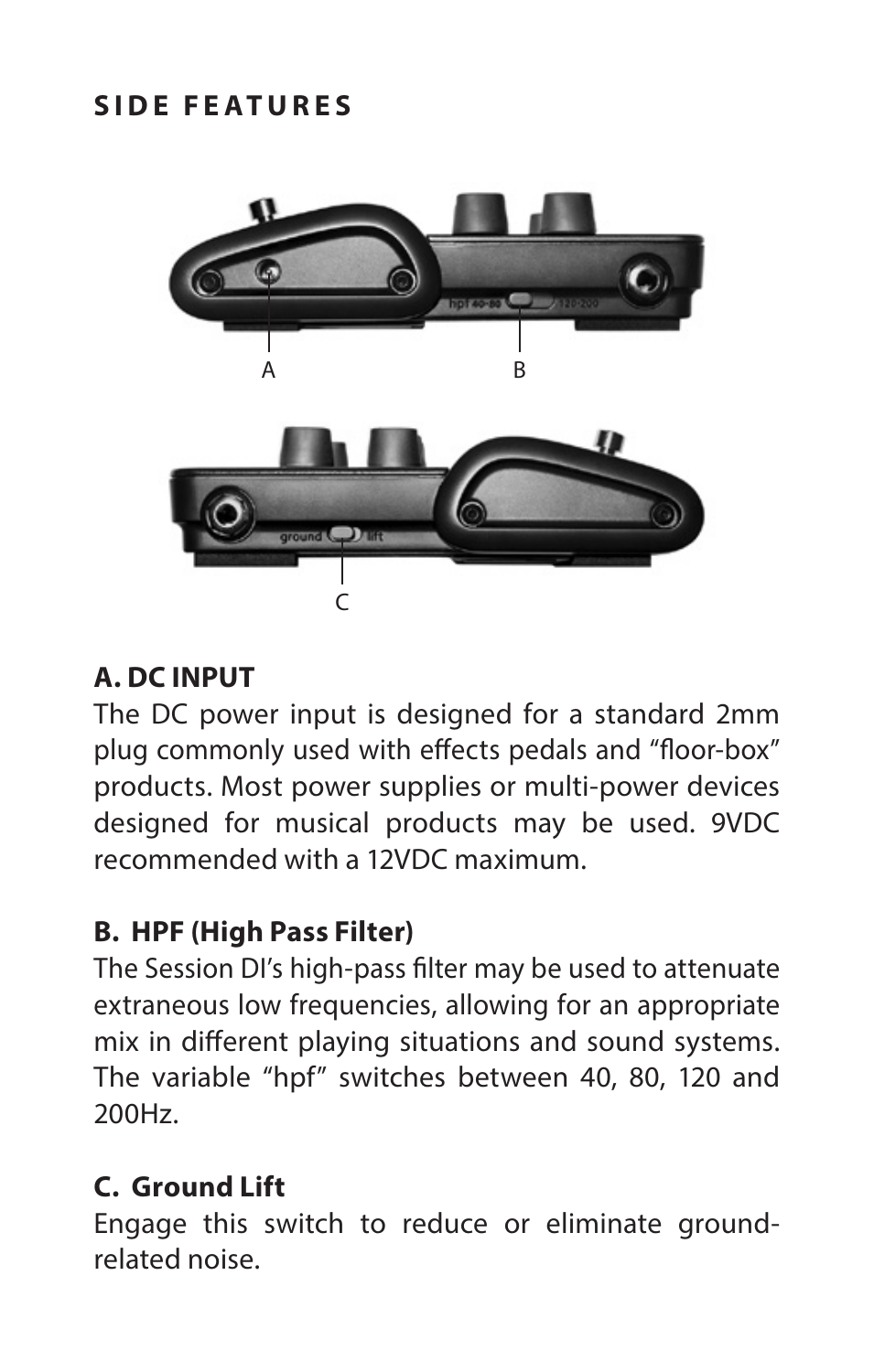## SIDE FEATURES

A B

C

**A. DC INPUT**

The DC power input is designed for a standard 2mm plug commonly used with effects pedals and "floor-box" products. Most power supplies or multi-power devices designed for musical products may be used. 9VDC recommended with a 12VDC maximum.

**B. HPF (High Pass Filter)**

The Session DI's high-pass filter may be used to attenuate extraneous low frequencies, allowing for an appropriate mix in different playing situations and sound systems. The variable "hpf" switches between 40, 80, 120 and 200Hz.

**C. Ground Lift**

Engage this switch to reduce or eliminate ground-related noise.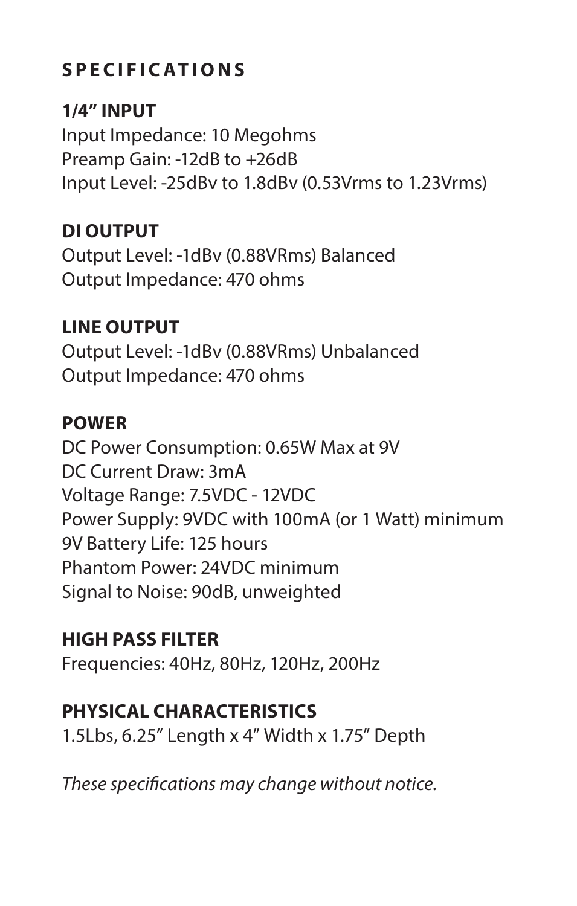## SPECIFICATIONS

### 1/4" INPUT

Input Impedance: 10 Megohms
Preamp Gain: -12dB to +26dB
Input Level: -25dBv to 1.8dBv (0.53Vrms to 1.23Vrms)

### DI OUTPUT

Output Level: -1dBv (0.88VRms) Balanced
Output Impedance: 470 ohms

### LINE OUTPUT

Output Level: -1dBv (0.88VRms) Unbalanced
Output Impedance: 470 ohms

### POWER

DC Power Consumption: 0.65W Max at 9V
DC Current Draw: 3mA
Voltage Range: 7.5VDC - 12VDC
Power Supply: 9VDC with 100mA (or 1 Watt) minimum
9V Battery Life: 125 hours
Phantom Power: 24VDC minimum
Signal to Noise: 90dB, unweighted

### HIGH PASS FILTER

Frequencies: 40Hz, 80Hz, 120Hz, 200Hz

### PHYSICAL CHARACTERISTICS

1.5Lbs, 6.25" Length x 4" Width x 1.75" Depth

*These specifications may change without notice.*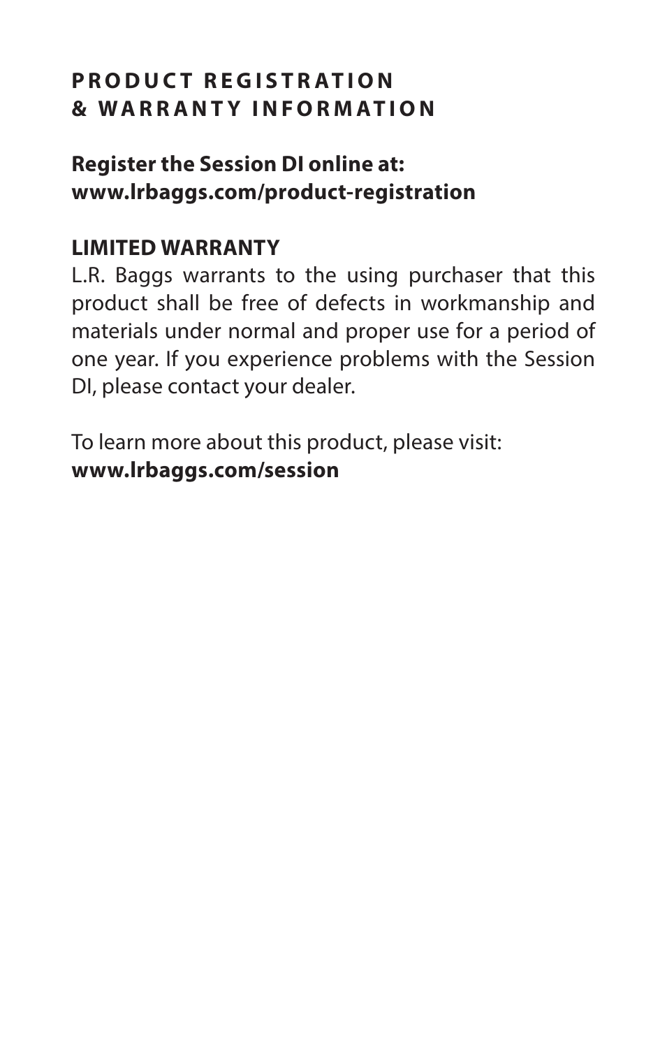## PRODUCT REGISTRATION & WARRANTY INFORMATION

**Register the Session DI online at:**
**www.lrbaggs.com/product-registration**

**LIMITED WARRANTY**

L.R. Baggs warrants to the using purchaser that this product shall be free of defects in workmanship and materials under normal and proper use for a period of one year. If you experience problems with the Session DI, please contact your dealer.

To learn more about this product, please visit:
**www.lrbaggs.com/session**